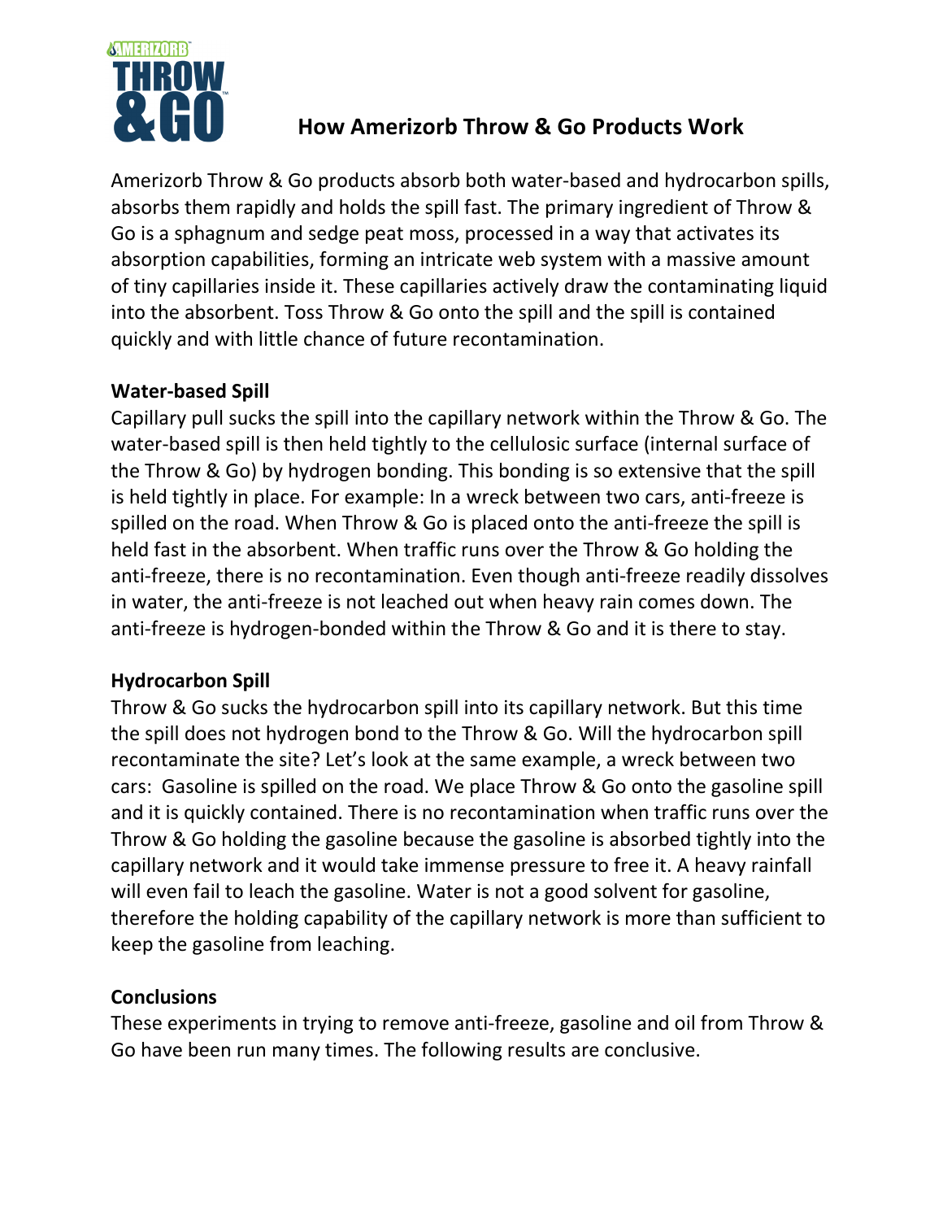# How Amerizorb Throw & Go Products Work

Amerizorb Throw & Go products absorb both water-based and hydrocarbon spills, absorbs them rapidly and holds the spill fast. The primary ingredient of Throw & Go is a sphagnum and sedge peat moss, processed in a way that activates its absorption capabilities, forming an intricate web system with a massive amount of tiny capillaries inside it. These capillaries actively draw the contaminating liquid into the absorbent. Toss Throw & Go onto the spill and the spill is contained quickly and with little chance of future recontamination.

**Water-based Spill**

Capillary pull sucks the spill into the capillary network within the Throw & Go. The water-based spill is then held tightly to the cellulosic surface (internal surface of the Throw & Go) by hydrogen bonding. This bonding is so extensive that the spill is held tightly in place. For example: In a wreck between two cars, anti-freeze is spilled on the road. When Throw & Go is placed onto the anti-freeze the spill is held fast in the absorbent. When traffic runs over the Throw & Go holding the anti-freeze, there is no recontamination. Even though anti-freeze readily dissolves in water, the anti-freeze is not leached out when heavy rain comes down. The anti-freeze is hydrogen-bonded within the Throw & Go and it is there to stay.

**Hydrocarbon Spill**

Throw & Go sucks the hydrocarbon spill into its capillary network. But this time the spill does not hydrogen bond to the Throw & Go. Will the hydrocarbon spill recontaminate the site? Let's look at the same example, a wreck between two cars: Gasoline is spilled on the road. We place Throw & Go onto the gasoline spill and it is quickly contained. There is no recontamination when traffic runs over the Throw & Go holding the gasoline because the gasoline is absorbed tightly into the capillary network and it would take immense pressure to free it. A heavy rainfall will even fail to leach the gasoline. Water is not a good solvent for gasoline, therefore the holding capability of the capillary network is more than sufficient to keep the gasoline from leaching.

**Conclusions**

These experiments in trying to remove anti-freeze, gasoline and oil from Throw & Go have been run many times. The following results are conclusive.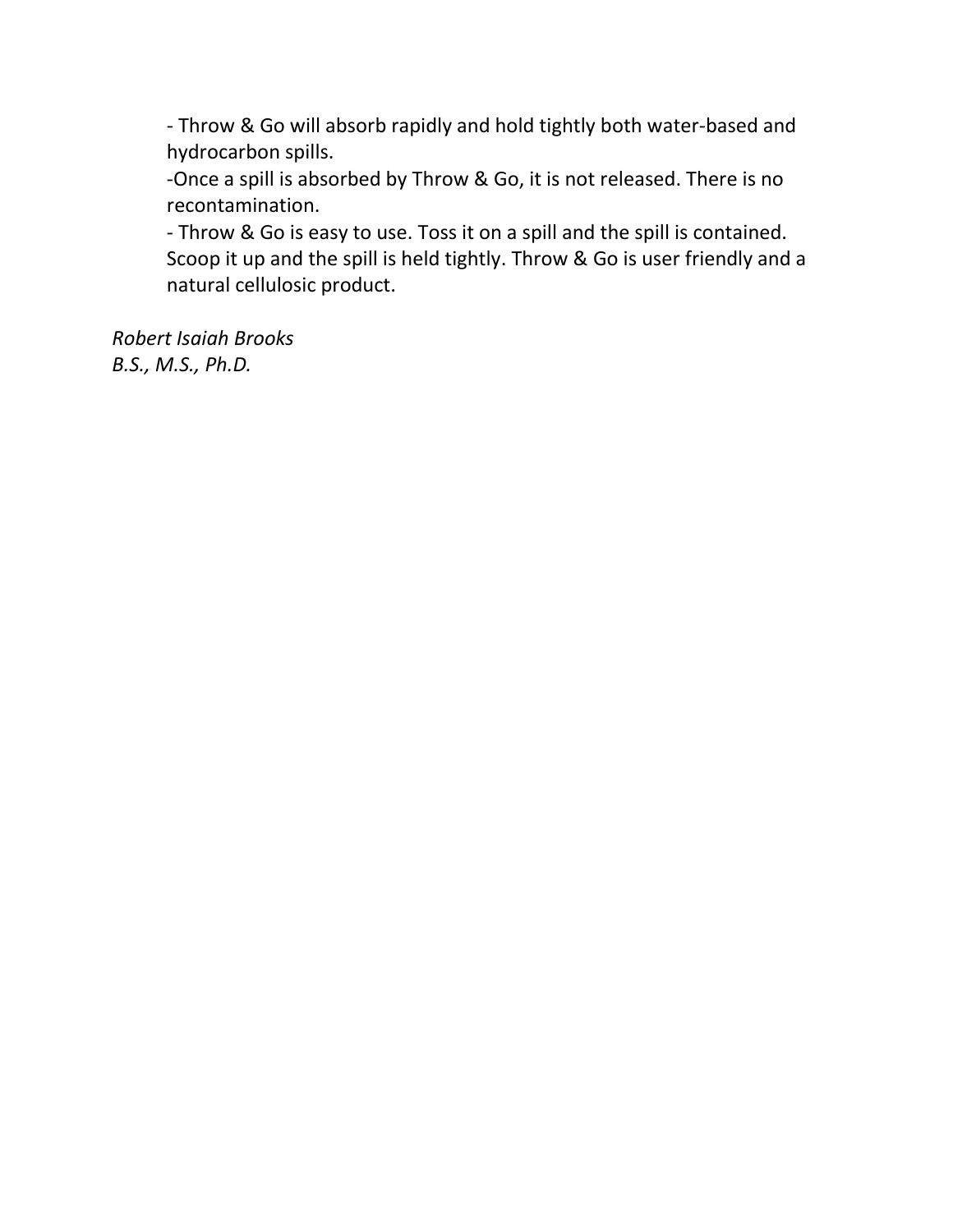- Throw & Go will absorb rapidly and hold tightly both water-based and hydrocarbon spills.
- Once a spill is absorbed by Throw & Go, it is not released. There is no recontamination.
- Throw & Go is easy to use. Toss it on a spill and the spill is contained. Scoop it up and the spill is held tightly. Throw & Go is user friendly and a natural cellulosic product.

*Robert Isaiah Brooks*
*B.S., M.S., Ph.D.*